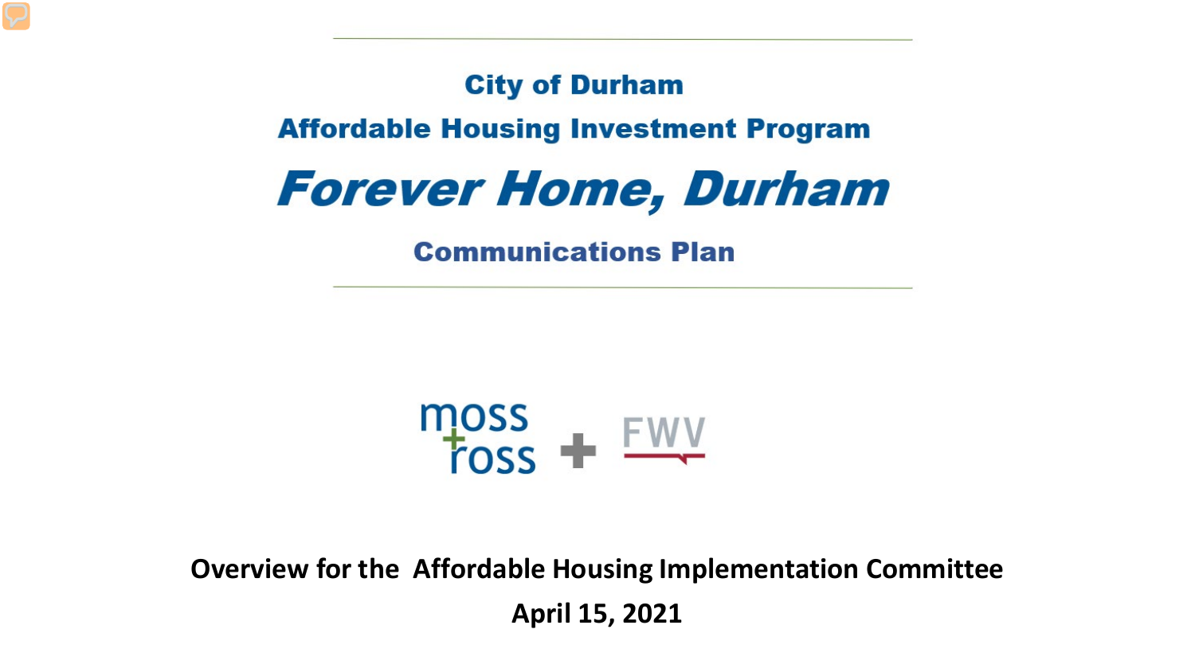# City of Durham

## Affordable Housing Investment Program

# *Forever Home, Durham*

## Communications Plan

moss + ross + FWV

**Overview for the Affordable Housing Implementation Committee**

**April 15, 2021**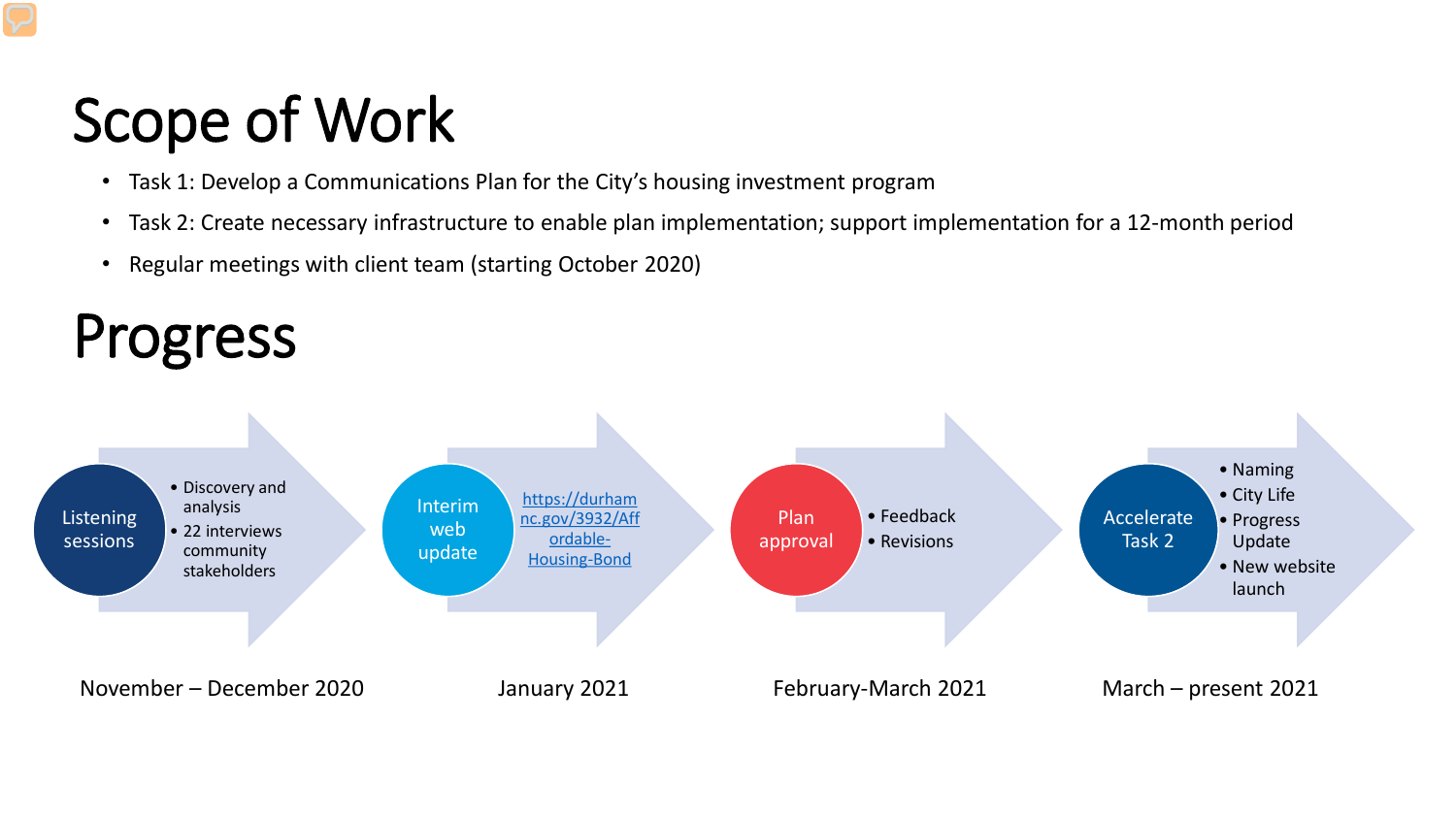# Scope of Work

- Task 1: Develop a Communications Plan for the City's housing investment program
- Task 2: Create necessary infrastructure to enable plan implementation; support implementation for a 12-month period
- Regular meetings with client team (starting October 2020)

# Progress

**Listening sessions**
- Discovery and analysis
- 22 interviews community stakeholders

November – December 2020

**Interim web update**

https://durhamnc.gov/3932/Affordable-Housing-Bond

January 2021

**Plan approval**
- Feedback
- Revisions

February-March 2021

**Accelerate Task 2**
- Naming
- City Life
- Progress Update
- New website launch

March – present 2021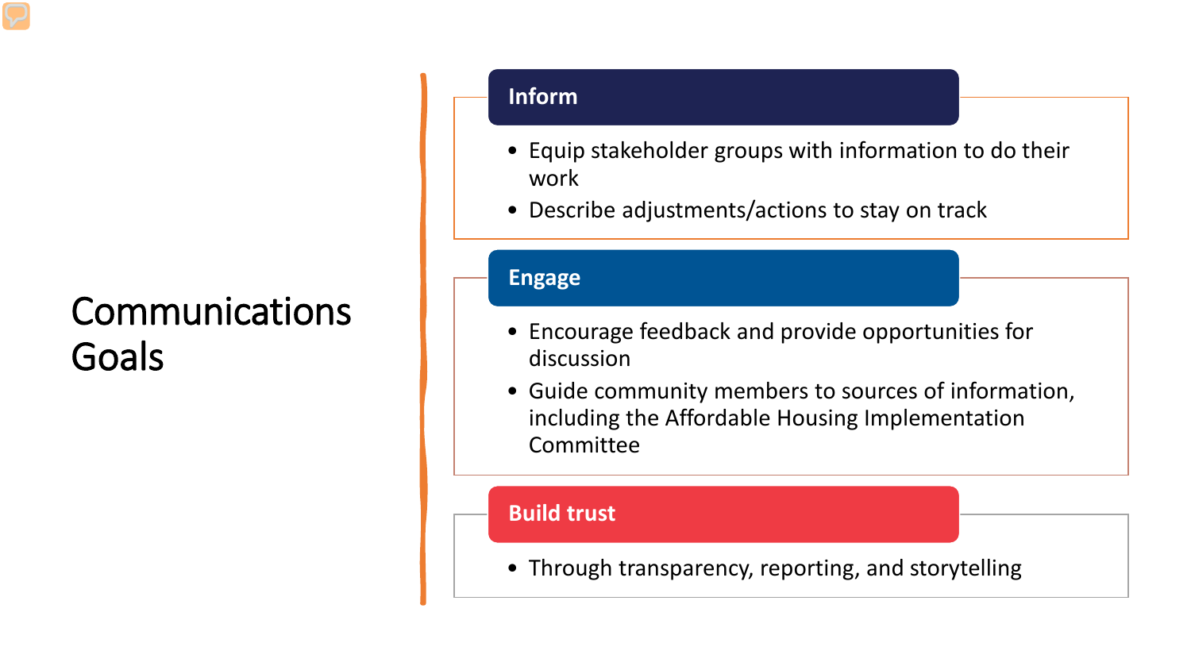# Communications Goals

## Inform

- Equip stakeholder groups with information to do their work
- Describe adjustments/actions to stay on track

## Engage

- Encourage feedback and provide opportunities for discussion
- Guide community members to sources of information, including the Affordable Housing Implementation Committee

## Build trust

- Through transparency, reporting, and storytelling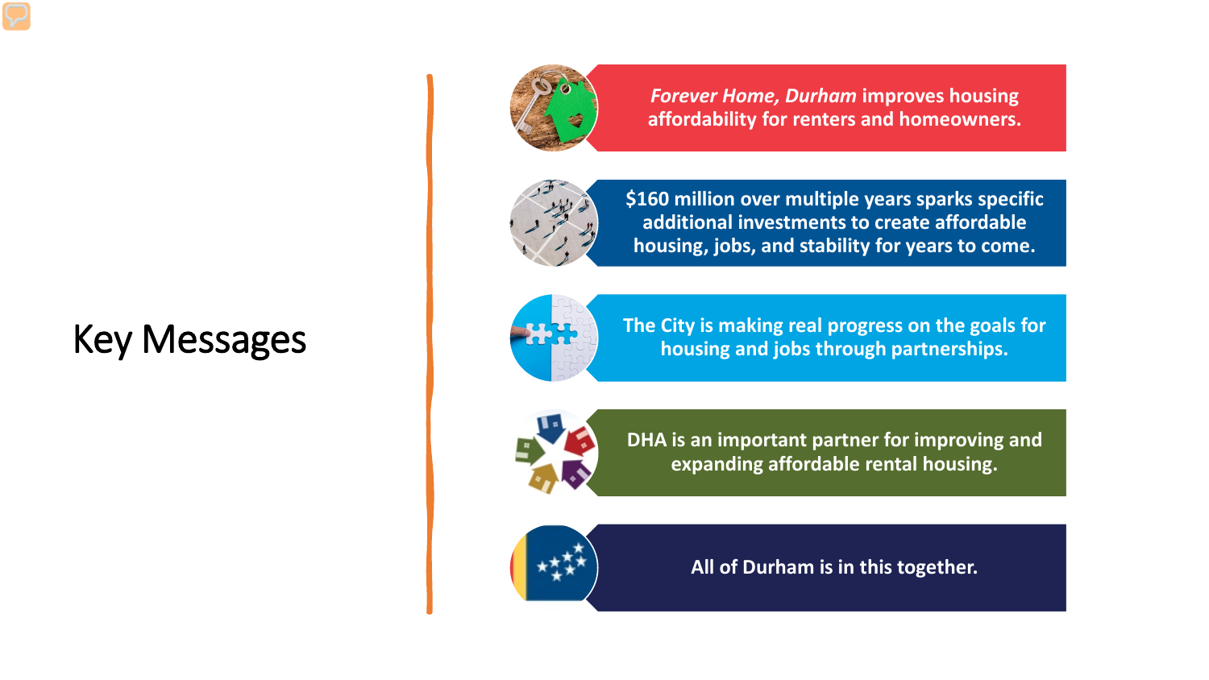# Key Messages

- ***Forever Home, Durham*** **improves housing affordability for renters and homeowners.**
- **$160 million over multiple years sparks specific additional investments to create affordable housing, jobs, and stability for years to come.**
- **The City is making real progress on the goals for housing and jobs through partnerships.**
- **DHA is an important partner for improving and expanding affordable rental housing.**
- **All of Durham is in this together.**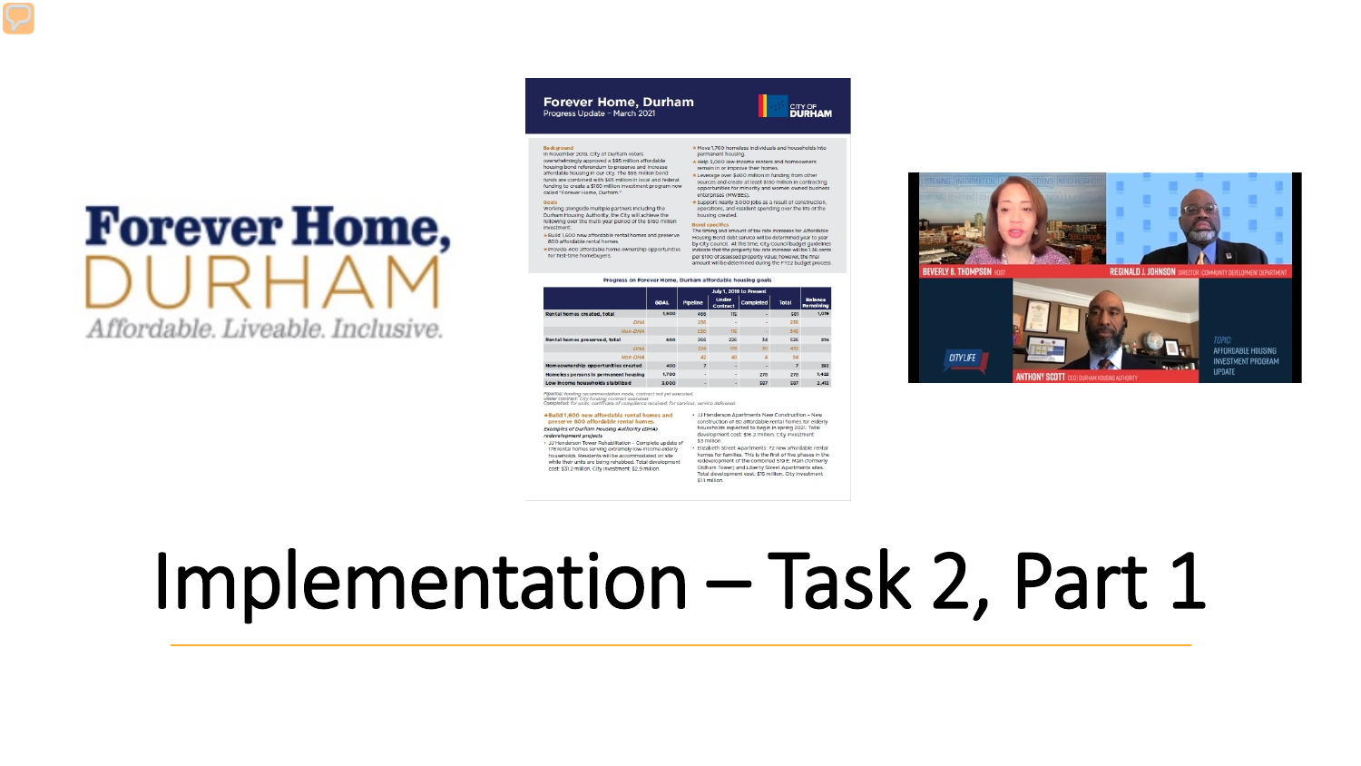# Implementation – Task 2, Part 1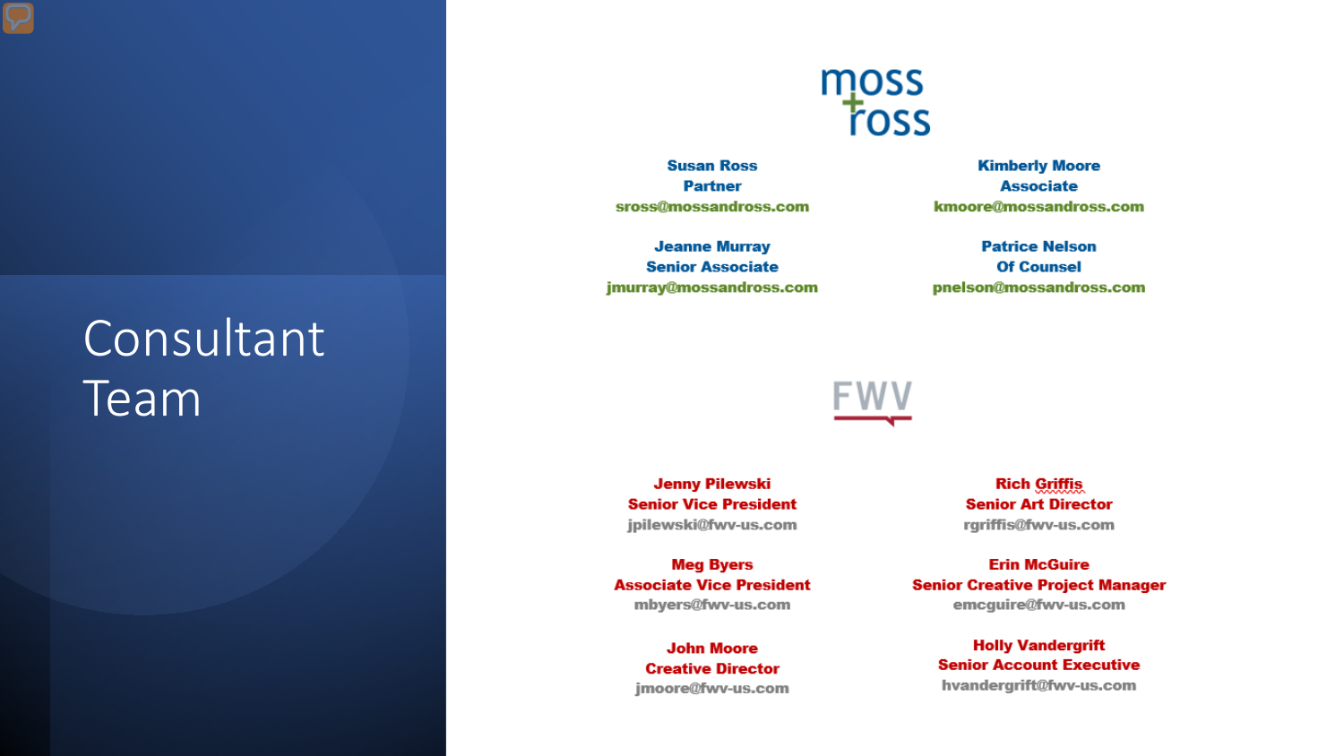# Consultant Team

## moss + ross

**Susan Ross**
**Partner**
sross@mossandross.com

**Kimberly Moore**
**Associate**
kmoore@mossandross.com

**Jeanne Murray**
**Senior Associate**
jmurray@mossandross.com

**Patrice Nelson**
**Of Counsel**
pnelson@mossandross.com

## FWV

**Jenny Pilewski**
**Senior Vice President**
jpilewski@fwv-us.com

**Rich Griffis**
**Senior Art Director**
rgriffis@fwv-us.com

**Meg Byers**
**Associate Vice President**
mbyers@fwv-us.com

**Erin McGuire**
**Senior Creative Project Manager**
emcguire@fwv-us.com

**John Moore**
**Creative Director**
jmoore@fwv-us.com

**Holly Vandergrift**
**Senior Account Executive**
hvandergrift@fwv-us.com